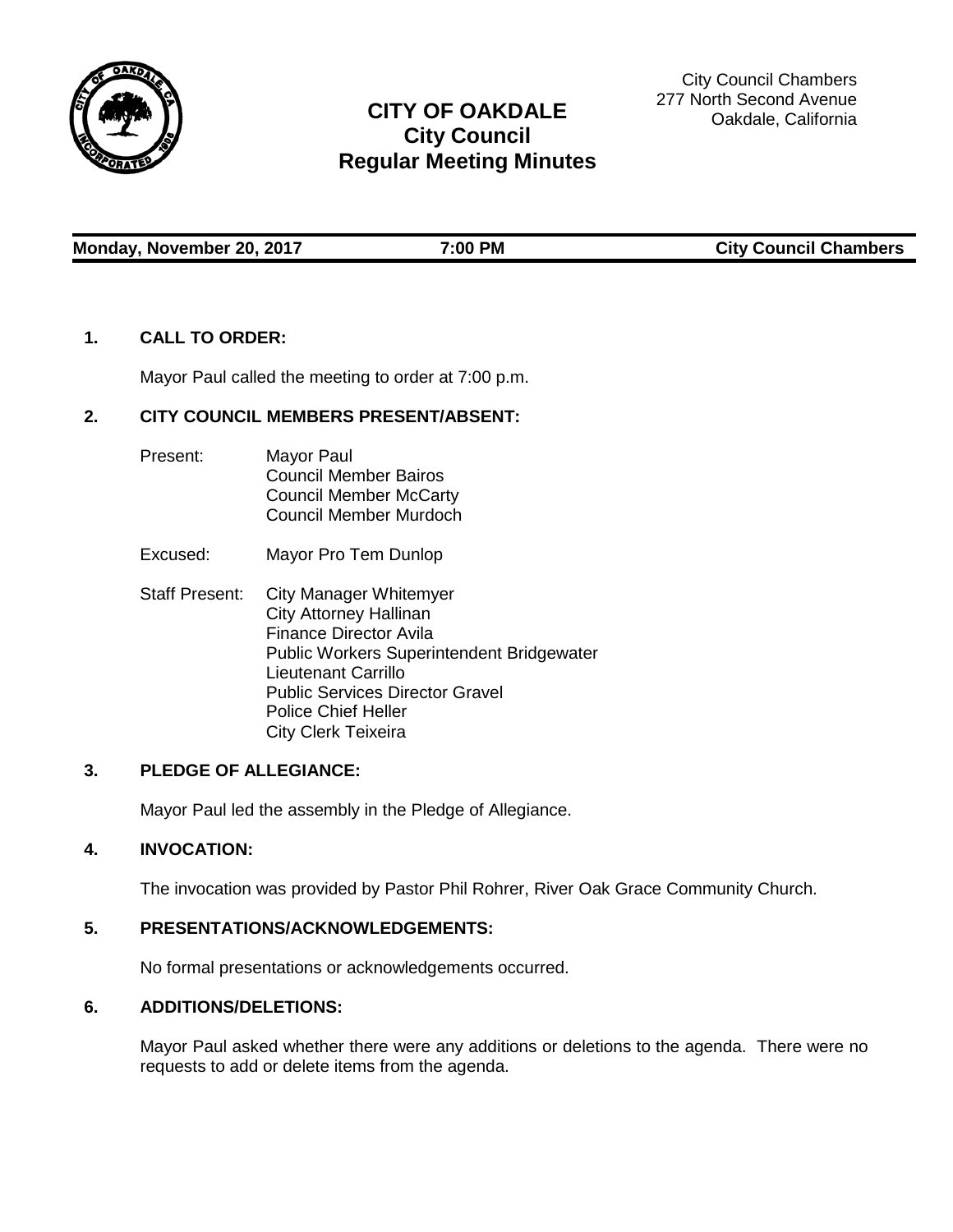City Council Chambers
277 North Second Avenue
Oakdale, California

# CITY OF OAKDALE
## City Council
## Regular Meeting Minutes

**Monday, November 20, 2017** **7:00 PM** **City Council Chambers**

### 1. CALL TO ORDER:

Mayor Paul called the meeting to order at 7:00 p.m.

### 2. CITY COUNCIL MEMBERS PRESENT/ABSENT:

Present: Mayor Paul
Council Member Bairos
Council Member McCarty
Council Member Murdoch

Excused: Mayor Pro Tem Dunlop

Staff Present: City Manager Whitemyer
City Attorney Hallinan
Finance Director Avila
Public Workers Superintendent Bridgewater
Lieutenant Carrillo
Public Services Director Gravel
Police Chief Heller
City Clerk Teixeira

### 3. PLEDGE OF ALLEGIANCE:

Mayor Paul led the assembly in the Pledge of Allegiance.

### 4. INVOCATION:

The invocation was provided by Pastor Phil Rohrer, River Oak Grace Community Church.

### 5. PRESENTATIONS/ACKNOWLEDGEMENTS:

No formal presentations or acknowledgements occurred.

### 6. ADDITIONS/DELETIONS:

Mayor Paul asked whether there were any additions or deletions to the agenda. There were no requests to add or delete items from the agenda.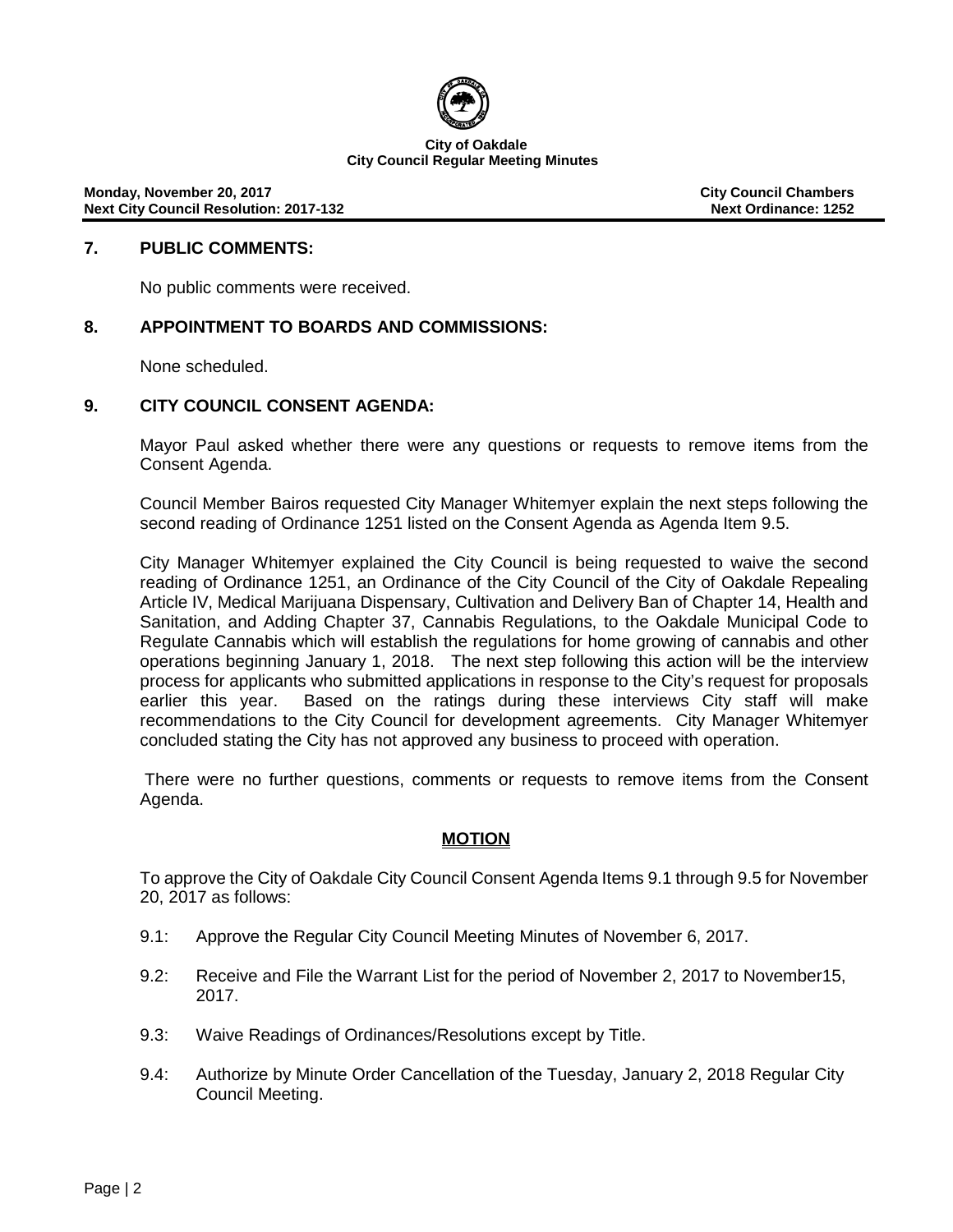**City of Oakdale**
**City Council Regular Meeting Minutes**

**Monday, November 20, 2017** | **City Council Chambers**
**Next City Council Resolution: 2017-132** | **Next Ordinance: 1252**

## 7. PUBLIC COMMENTS:

No public comments were received.

## 8. APPOINTMENT TO BOARDS AND COMMISSIONS:

None scheduled.

## 9. CITY COUNCIL CONSENT AGENDA:

Mayor Paul asked whether there were any questions or requests to remove items from the Consent Agenda.

Council Member Bairos requested City Manager Whitemyer explain the next steps following the second reading of Ordinance 1251 listed on the Consent Agenda as Agenda Item 9.5.

City Manager Whitemyer explained the City Council is being requested to waive the second reading of Ordinance 1251, an Ordinance of the City Council of the City of Oakdale Repealing Article IV, Medical Marijuana Dispensary, Cultivation and Delivery Ban of Chapter 14, Health and Sanitation, and Adding Chapter 37, Cannabis Regulations, to the Oakdale Municipal Code to Regulate Cannabis which will establish the regulations for home growing of cannabis and other operations beginning January 1, 2018. The next step following this action will be the interview process for applicants who submitted applications in response to the City's request for proposals earlier this year. Based on the ratings during these interviews City staff will make recommendations to the City Council for development agreements. City Manager Whitemyer concluded stating the City has not approved any business to proceed with operation.

There were no further questions, comments or requests to remove items from the Consent Agenda.

**MOTION**

To approve the City of Oakdale City Council Consent Agenda Items 9.1 through 9.5 for November 20, 2017 as follows:

- 9.1: Approve the Regular City Council Meeting Minutes of November 6, 2017.
- 9.2: Receive and File the Warrant List for the period of November 2, 2017 to November15, 2017.
- 9.3: Waive Readings of Ordinances/Resolutions except by Title.
- 9.4: Authorize by Minute Order Cancellation of the Tuesday, January 2, 2018 Regular City Council Meeting.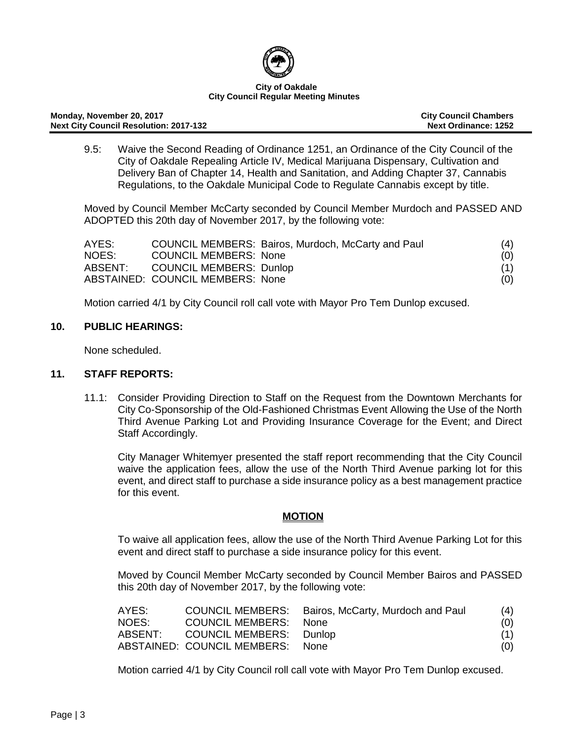**City of Oakdale**
**City Council Regular Meeting Minutes**

**Monday, November 20, 2017** | **City Council Chambers**
**Next City Council Resolution: 2017-132** | **Next Ordinance: 1252**

9.5: Waive the Second Reading of Ordinance 1251, an Ordinance of the City Council of the City of Oakdale Repealing Article IV, Medical Marijuana Dispensary, Cultivation and Delivery Ban of Chapter 14, Health and Sanitation, and Adding Chapter 37, Cannabis Regulations, to the Oakdale Municipal Code to Regulate Cannabis except by title.

Moved by Council Member McCarty seconded by Council Member Murdoch and PASSED AND ADOPTED this 20th day of November 2017, by the following vote:

| | | |
|---|---|---|
| AYES: | COUNCIL MEMBERS: Bairos, Murdoch, McCarty and Paul | (4) |
| NOES: | COUNCIL MEMBERS: None | (0) |
| ABSENT: | COUNCIL MEMBERS: Dunlop | (1) |
| ABSTAINED: | COUNCIL MEMBERS: None | (0) |

Motion carried 4/1 by City Council roll call vote with Mayor Pro Tem Dunlop excused.

## 10. PUBLIC HEARINGS:

None scheduled.

## 11. STAFF REPORTS:

11.1: Consider Providing Direction to Staff on the Request from the Downtown Merchants for City Co-Sponsorship of the Old-Fashioned Christmas Event Allowing the Use of the North Third Avenue Parking Lot and Providing Insurance Coverage for the Event; and Direct Staff Accordingly.

City Manager Whitemyer presented the staff report recommending that the City Council waive the application fees, allow the use of the North Third Avenue parking lot for this event, and direct staff to purchase a side insurance policy as a best management practice for this event.

**MOTION**

To waive all application fees, allow the use of the North Third Avenue Parking Lot for this event and direct staff to purchase a side insurance policy for this event.

Moved by Council Member McCarty seconded by Council Member Bairos and PASSED this 20th day of November 2017, by the following vote:

| | | | |
|---|---|---|---|
| AYES: | COUNCIL MEMBERS: | Bairos, McCarty, Murdoch and Paul | (4) |
| NOES: | COUNCIL MEMBERS: | None | (0) |
| ABSENT: | COUNCIL MEMBERS: | Dunlop | (1) |
| ABSTAINED: | COUNCIL MEMBERS: | None | (0) |

Motion carried 4/1 by City Council roll call vote with Mayor Pro Tem Dunlop excused.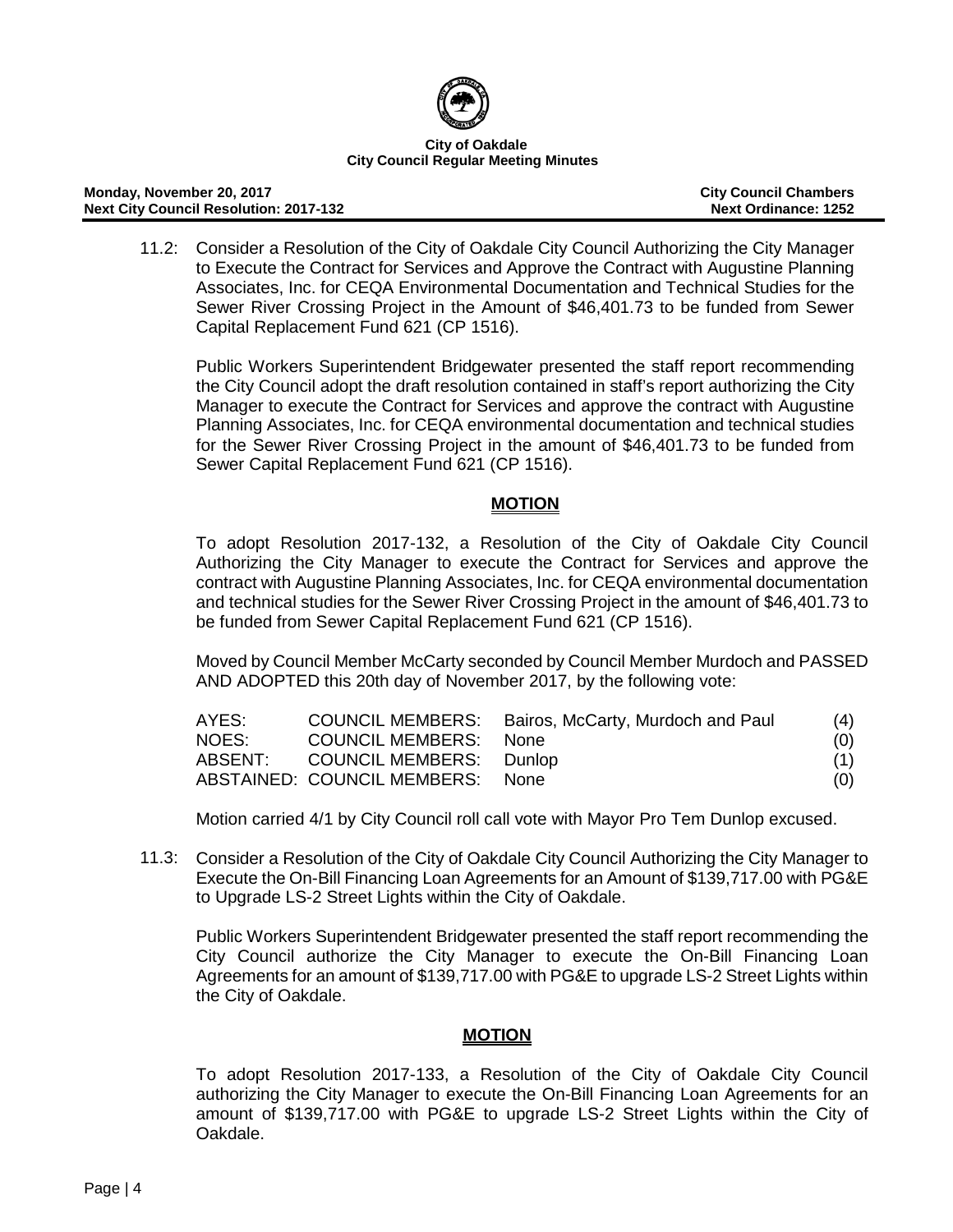11.2: Consider a Resolution of the City of Oakdale City Council Authorizing the City Manager to Execute the Contract for Services and Approve the Contract with Augustine Planning Associates, Inc. for CEQA Environmental Documentation and Technical Studies for the Sewer River Crossing Project in the Amount of $46,401.73 to be funded from Sewer Capital Replacement Fund 621 (CP 1516).

Public Workers Superintendent Bridgewater presented the staff report recommending the City Council adopt the draft resolution contained in staff's report authorizing the City Manager to execute the Contract for Services and approve the contract with Augustine Planning Associates, Inc. for CEQA environmental documentation and technical studies for the Sewer River Crossing Project in the amount of $46,401.73 to be funded from Sewer Capital Replacement Fund 621 (CP 1516).

**MOTION**

To adopt Resolution 2017-132, a Resolution of the City of Oakdale City Council Authorizing the City Manager to execute the Contract for Services and approve the contract with Augustine Planning Associates, Inc. for CEQA environmental documentation and technical studies for the Sewer River Crossing Project in the amount of $46,401.73 to be funded from Sewer Capital Replacement Fund 621 (CP 1516).

Moved by Council Member McCarty seconded by Council Member Murdoch and PASSED AND ADOPTED this 20th day of November 2017, by the following vote:

| | | | |
|---|---|---|---|
| AYES: | COUNCIL MEMBERS: | Bairos, McCarty, Murdoch and Paul | (4) |
| NOES: | COUNCIL MEMBERS: | None | (0) |
| ABSENT: | COUNCIL MEMBERS: | Dunlop | (1) |
| ABSTAINED: | COUNCIL MEMBERS: | None | (0) |

Motion carried 4/1 by City Council roll call vote with Mayor Pro Tem Dunlop excused.

11.3: Consider a Resolution of the City of Oakdale City Council Authorizing the City Manager to Execute the On-Bill Financing Loan Agreements for an Amount of $139,717.00 with PG&E to Upgrade LS-2 Street Lights within the City of Oakdale.

Public Workers Superintendent Bridgewater presented the staff report recommending the City Council authorize the City Manager to execute the On-Bill Financing Loan Agreements for an amount of $139,717.00 with PG&E to upgrade LS-2 Street Lights within the City of Oakdale.

**MOTION**

To adopt Resolution 2017-133, a Resolution of the City of Oakdale City Council authorizing the City Manager to execute the On-Bill Financing Loan Agreements for an amount of $139,717.00 with PG&E to upgrade LS-2 Street Lights within the City of Oakdale.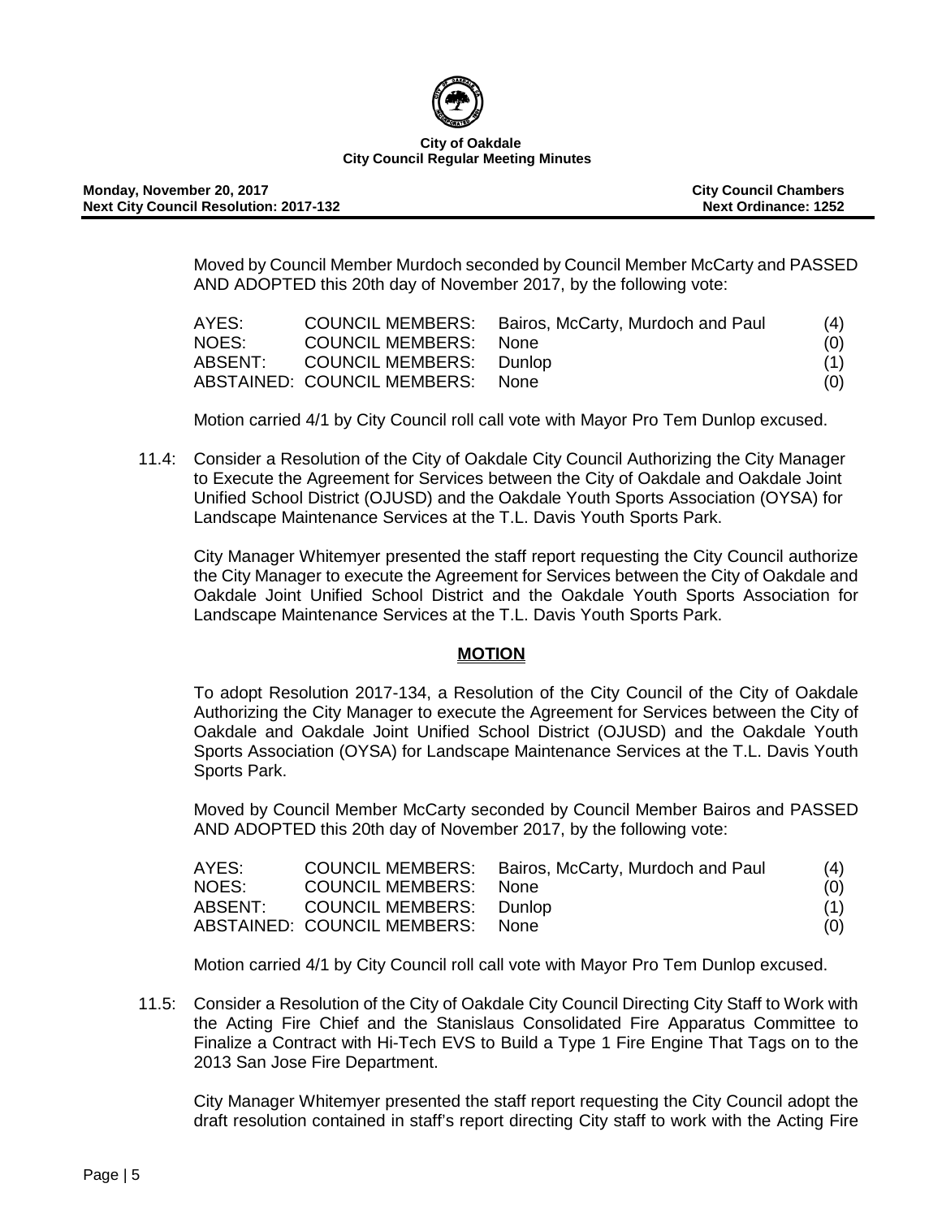Moved by Council Member Murdoch seconded by Council Member McCarty and PASSED AND ADOPTED this 20th day of November 2017, by the following vote:

| | | | |
|---|---|---|---|
| AYES: | COUNCIL MEMBERS: | Bairos, McCarty, Murdoch and Paul | (4) |
| NOES: | COUNCIL MEMBERS: | None | (0) |
| ABSENT: | COUNCIL MEMBERS: | Dunlop | (1) |
| ABSTAINED: | COUNCIL MEMBERS: | None | (0) |

Motion carried 4/1 by City Council roll call vote with Mayor Pro Tem Dunlop excused.

11.4: Consider a Resolution of the City of Oakdale City Council Authorizing the City Manager to Execute the Agreement for Services between the City of Oakdale and Oakdale Joint Unified School District (OJUSD) and the Oakdale Youth Sports Association (OYSA) for Landscape Maintenance Services at the T.L. Davis Youth Sports Park.

City Manager Whitemyer presented the staff report requesting the City Council authorize the City Manager to execute the Agreement for Services between the City of Oakdale and Oakdale Joint Unified School District and the Oakdale Youth Sports Association for Landscape Maintenance Services at the T.L. Davis Youth Sports Park.

**MOTION**

To adopt Resolution 2017-134, a Resolution of the City Council of the City of Oakdale Authorizing the City Manager to execute the Agreement for Services between the City of Oakdale and Oakdale Joint Unified School District (OJUSD) and the Oakdale Youth Sports Association (OYSA) for Landscape Maintenance Services at the T.L. Davis Youth Sports Park.

Moved by Council Member McCarty seconded by Council Member Bairos and PASSED AND ADOPTED this 20th day of November 2017, by the following vote:

| | | | |
|---|---|---|---|
| AYES: | COUNCIL MEMBERS: | Bairos, McCarty, Murdoch and Paul | (4) |
| NOES: | COUNCIL MEMBERS: | None | (0) |
| ABSENT: | COUNCIL MEMBERS: | Dunlop | (1) |
| ABSTAINED: | COUNCIL MEMBERS: | None | (0) |

Motion carried 4/1 by City Council roll call vote with Mayor Pro Tem Dunlop excused.

11.5: Consider a Resolution of the City of Oakdale City Council Directing City Staff to Work with the Acting Fire Chief and the Stanislaus Consolidated Fire Apparatus Committee to Finalize a Contract with Hi-Tech EVS to Build a Type 1 Fire Engine That Tags on to the 2013 San Jose Fire Department.

City Manager Whitemyer presented the staff report requesting the City Council adopt the draft resolution contained in staff's report directing City staff to work with the Acting Fire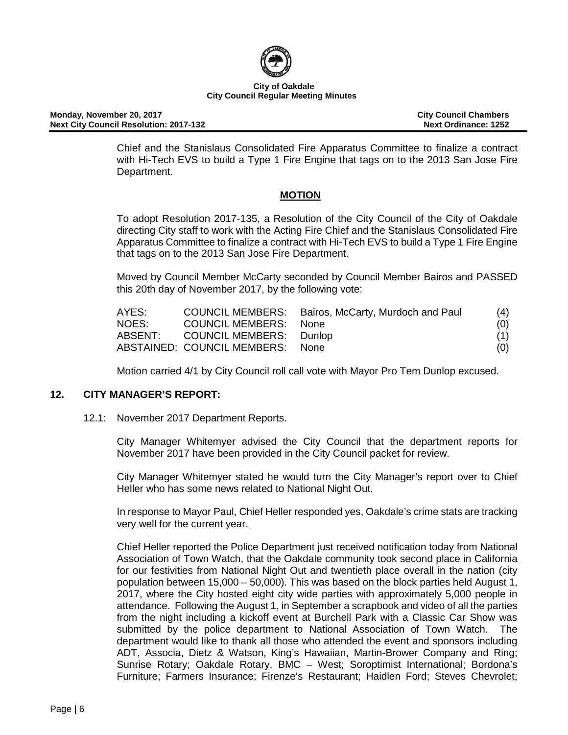Chief and the Stanislaus Consolidated Fire Apparatus Committee to finalize a contract with Hi-Tech EVS to build a Type 1 Fire Engine that tags on to the 2013 San Jose Fire Department.

**MOTION**

To adopt Resolution 2017-135, a Resolution of the City Council of the City of Oakdale directing City staff to work with the Acting Fire Chief and the Stanislaus Consolidated Fire Apparatus Committee to finalize a contract with Hi-Tech EVS to build a Type 1 Fire Engine that tags on to the 2013 San Jose Fire Department.

Moved by Council Member McCarty seconded by Council Member Bairos and PASSED this 20th day of November 2017, by the following vote:

| | | | |
|---|---|---|---|
| AYES: | COUNCIL MEMBERS: | Bairos, McCarty, Murdoch and Paul | (4) |
| NOES: | COUNCIL MEMBERS: | None | (0) |
| ABSENT: | COUNCIL MEMBERS: | Dunlop | (1) |
| ABSTAINED: | COUNCIL MEMBERS: | None | (0) |

Motion carried 4/1 by City Council roll call vote with Mayor Pro Tem Dunlop excused.

## 12. CITY MANAGER'S REPORT:

12.1: November 2017 Department Reports.

City Manager Whitemyer advised the City Council that the department reports for November 2017 have been provided in the City Council packet for review.

City Manager Whitemyer stated he would turn the City Manager's report over to Chief Heller who has some news related to National Night Out.

In response to Mayor Paul, Chief Heller responded yes, Oakdale's crime stats are tracking very well for the current year.

Chief Heller reported the Police Department just received notification today from National Association of Town Watch, that the Oakdale community took second place in California for our festivities from National Night Out and twentieth place overall in the nation (city population between 15,000 – 50,000). This was based on the block parties held August 1, 2017, where the City hosted eight city wide parties with approximately 5,000 people in attendance. Following the August 1, in September a scrapbook and video of all the parties from the night including a kickoff event at Burchell Park with a Classic Car Show was submitted by the police department to National Association of Town Watch. The department would like to thank all those who attended the event and sponsors including ADT, Associa, Dietz & Watson, King's Hawaiian, Martin-Brower Company and Ring; Sunrise Rotary; Oakdale Rotary, BMC – West; Soroptimist International; Bordona's Furniture; Farmers Insurance; Firenze's Restaurant; Haidlen Ford; Steves Chevrolet;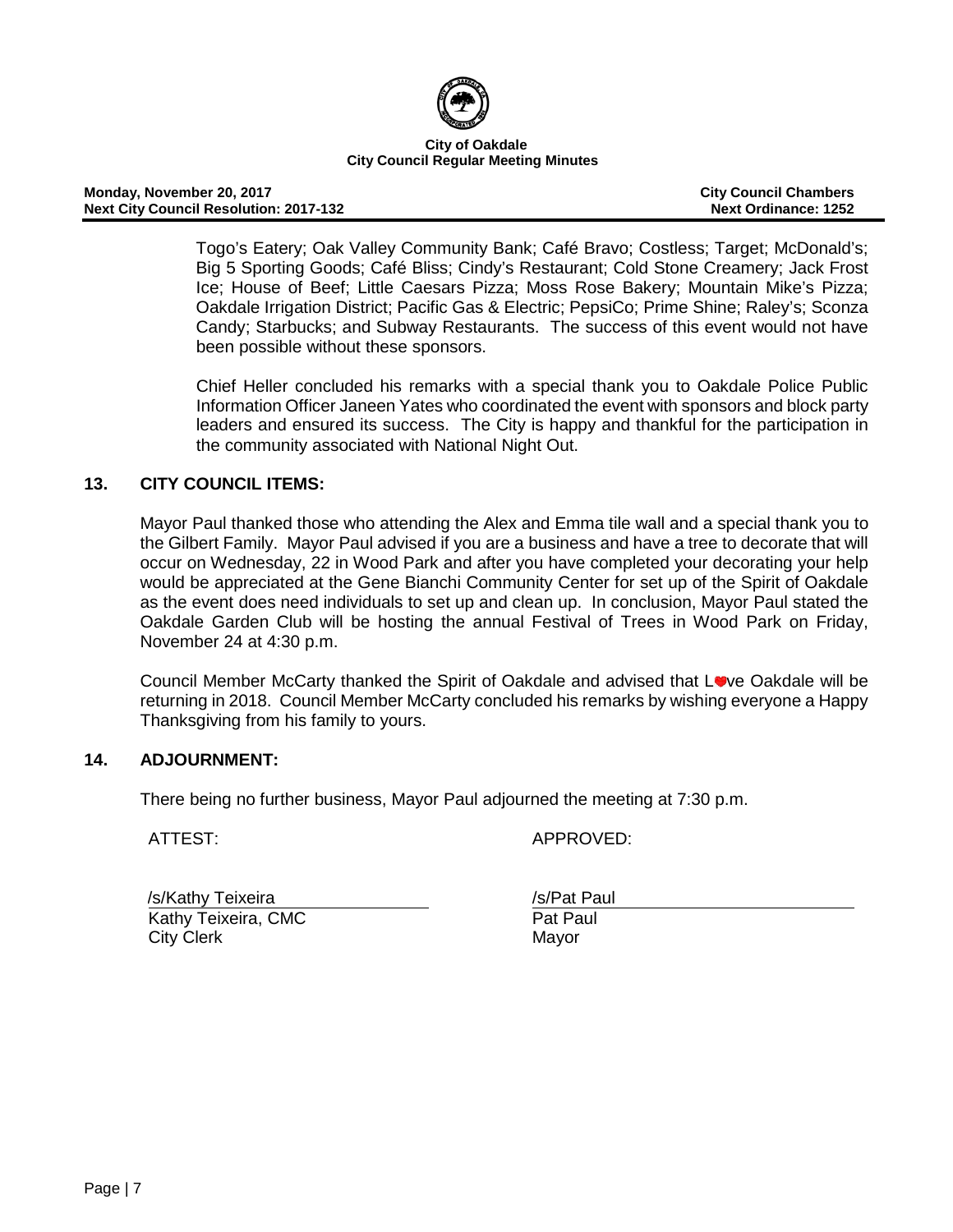Togo's Eatery; Oak Valley Community Bank; Café Bravo; Costless; Target; McDonald's; Big 5 Sporting Goods; Café Bliss; Cindy's Restaurant; Cold Stone Creamery; Jack Frost Ice; House of Beef; Little Caesars Pizza; Moss Rose Bakery; Mountain Mike's Pizza; Oakdale Irrigation District; Pacific Gas & Electric; PepsiCo; Prime Shine; Raley's; Sconza Candy; Starbucks; and Subway Restaurants. The success of this event would not have been possible without these sponsors.

Chief Heller concluded his remarks with a special thank you to Oakdale Police Public Information Officer Janeen Yates who coordinated the event with sponsors and block party leaders and ensured its success. The City is happy and thankful for the participation in the community associated with National Night Out.

## 13. CITY COUNCIL ITEMS:

Mayor Paul thanked those who attending the Alex and Emma tile wall and a special thank you to the Gilbert Family. Mayor Paul advised if you are a business and have a tree to decorate that will occur on Wednesday, 22 in Wood Park and after you have completed your decorating your help would be appreciated at the Gene Bianchi Community Center for set up of the Spirit of Oakdale as the event does need individuals to set up and clean up. In conclusion, Mayor Paul stated the Oakdale Garden Club will be hosting the annual Festival of Trees in Wood Park on Friday, November 24 at 4:30 p.m.

Council Member McCarty thanked the Spirit of Oakdale and advised that L♥ve Oakdale will be returning in 2018. Council Member McCarty concluded his remarks by wishing everyone a Happy Thanksgiving from his family to yours.

## 14. ADJOURNMENT:

There being no further business, Mayor Paul adjourned the meeting at 7:30 p.m.

| ATTEST: | APPROVED: |
|---|---|
| /s/Kathy Teixeira | /s/Pat Paul |
| Kathy Teixeira, CMC | Pat Paul |
| City Clerk | Mayor |